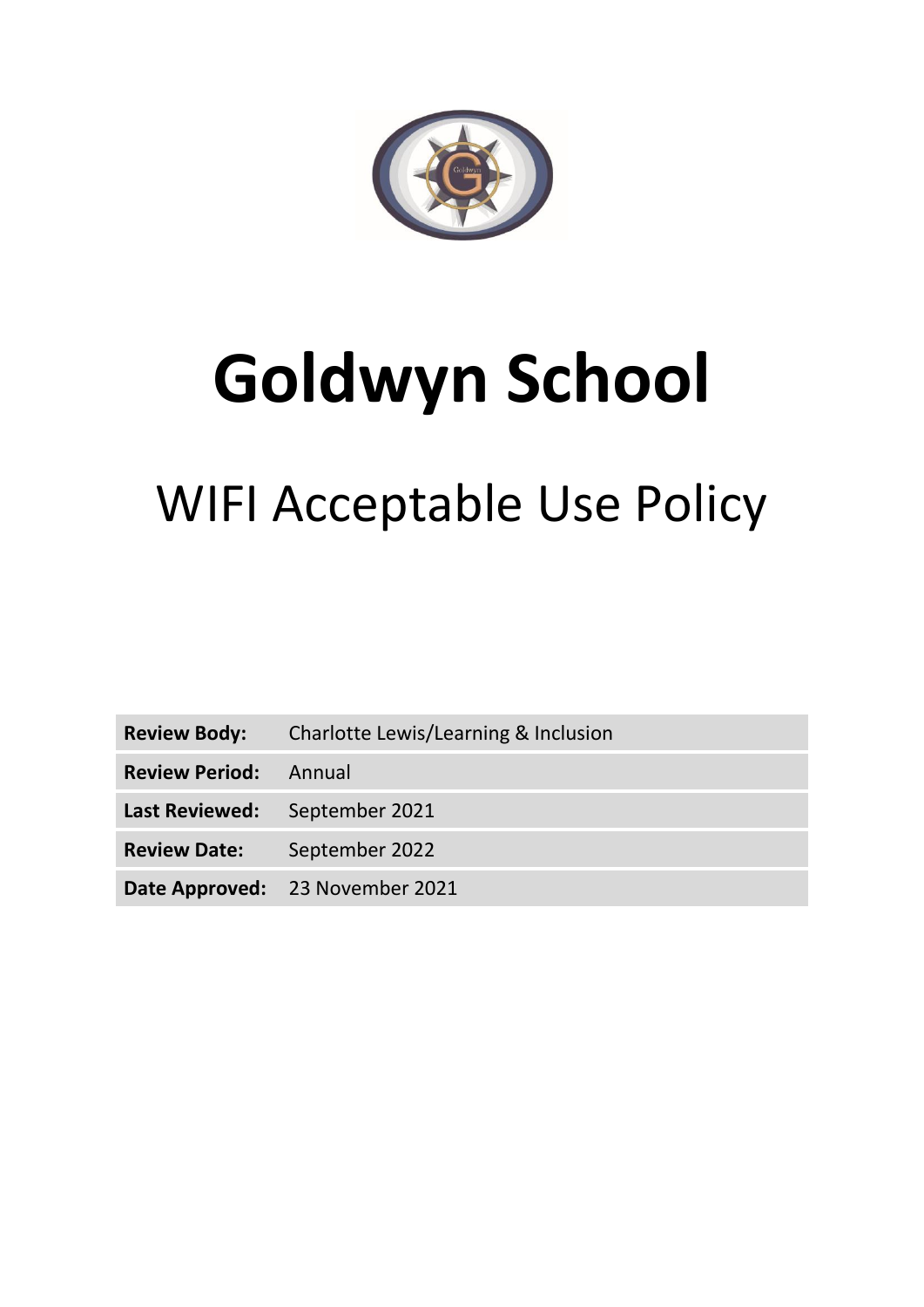# Goldwyn School

## WIFI Acceptable Use Policy

| | |
|---|---|
| **Review Body:** | Charlotte Lewis/Learning & Inclusion |
| **Review Period:** | Annual |
| **Last Reviewed:** | September 2021 |
| **Review Date:** | September 2022 |
| **Date Approved:** | 23 November 2021 |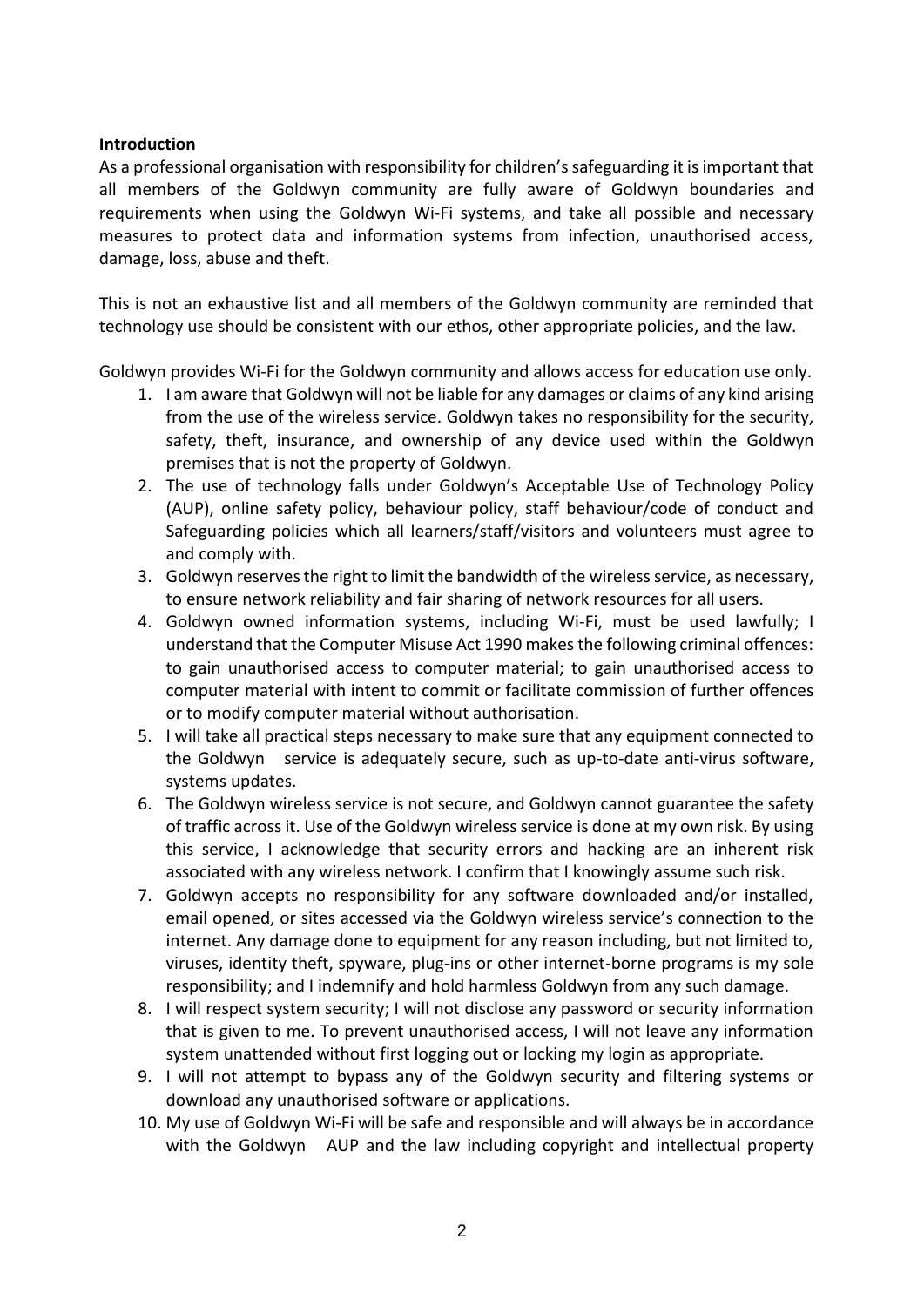**Introduction**

As a professional organisation with responsibility for children's safeguarding it is important that all members of the Goldwyn community are fully aware of Goldwyn boundaries and requirements when using the Goldwyn Wi-Fi systems, and take all possible and necessary measures to protect data and information systems from infection, unauthorised access, damage, loss, abuse and theft.

This is not an exhaustive list and all members of the Goldwyn community are reminded that technology use should be consistent with our ethos, other appropriate policies, and the law.

Goldwyn provides Wi-Fi for the Goldwyn community and allows access for education use only.

1. I am aware that Goldwyn will not be liable for any damages or claims of any kind arising from the use of the wireless service. Goldwyn takes no responsibility for the security, safety, theft, insurance, and ownership of any device used within the Goldwyn premises that is not the property of Goldwyn.
2. The use of technology falls under Goldwyn's Acceptable Use of Technology Policy (AUP), online safety policy, behaviour policy, staff behaviour/code of conduct and Safeguarding policies which all learners/staff/visitors and volunteers must agree to and comply with.
3. Goldwyn reserves the right to limit the bandwidth of the wireless service, as necessary, to ensure network reliability and fair sharing of network resources for all users.
4. Goldwyn owned information systems, including Wi-Fi, must be used lawfully; I understand that the Computer Misuse Act 1990 makes the following criminal offences: to gain unauthorised access to computer material; to gain unauthorised access to computer material with intent to commit or facilitate commission of further offences or to modify computer material without authorisation.
5. I will take all practical steps necessary to make sure that any equipment connected to the Goldwyn service is adequately secure, such as up-to-date anti-virus software, systems updates.
6. The Goldwyn wireless service is not secure, and Goldwyn cannot guarantee the safety of traffic across it. Use of the Goldwyn wireless service is done at my own risk. By using this service, I acknowledge that security errors and hacking are an inherent risk associated with any wireless network. I confirm that I knowingly assume such risk.
7. Goldwyn accepts no responsibility for any software downloaded and/or installed, email opened, or sites accessed via the Goldwyn wireless service's connection to the internet. Any damage done to equipment for any reason including, but not limited to, viruses, identity theft, spyware, plug-ins or other internet-borne programs is my sole responsibility; and I indemnify and hold harmless Goldwyn from any such damage.
8. I will respect system security; I will not disclose any password or security information that is given to me. To prevent unauthorised access, I will not leave any information system unattended without first logging out or locking my login as appropriate.
9. I will not attempt to bypass any of the Goldwyn security and filtering systems or download any unauthorised software or applications.
10. My use of Goldwyn Wi-Fi will be safe and responsible and will always be in accordance with the Goldwyn AUP and the law including copyright and intellectual property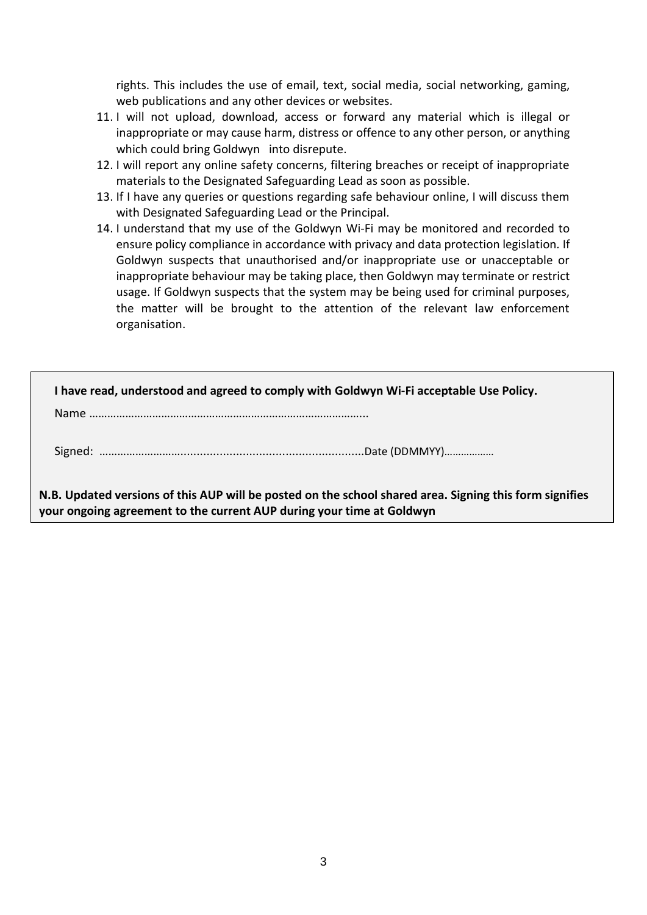rights. This includes the use of email, text, social media, social networking, gaming, web publications and any other devices or websites.

11. I will not upload, download, access or forward any material which is illegal or inappropriate or may cause harm, distress or offence to any other person, or anything which could bring Goldwyn into disrepute.
12. I will report any online safety concerns, filtering breaches or receipt of inappropriate materials to the Designated Safeguarding Lead as soon as possible.
13. If I have any queries or questions regarding safe behaviour online, I will discuss them with Designated Safeguarding Lead or the Principal.
14. I understand that my use of the Goldwyn Wi-Fi may be monitored and recorded to ensure policy compliance in accordance with privacy and data protection legislation. If Goldwyn suspects that unauthorised and/or inappropriate use or unacceptable or inappropriate behaviour may be taking place, then Goldwyn may terminate or restrict usage. If Goldwyn suspects that the system may be being used for criminal purposes, the matter will be brought to the attention of the relevant law enforcement organisation.

**I have read, understood and agreed to comply with Goldwyn Wi-Fi acceptable Use Policy.**

Name ………………………………………………………………………………..

Signed: ………………………..........................................................Date (DDMMYY)……………..

**N.B. Updated versions of this AUP will be posted on the school shared area. Signing this form signifies your ongoing agreement to the current AUP during your time at Goldwyn**